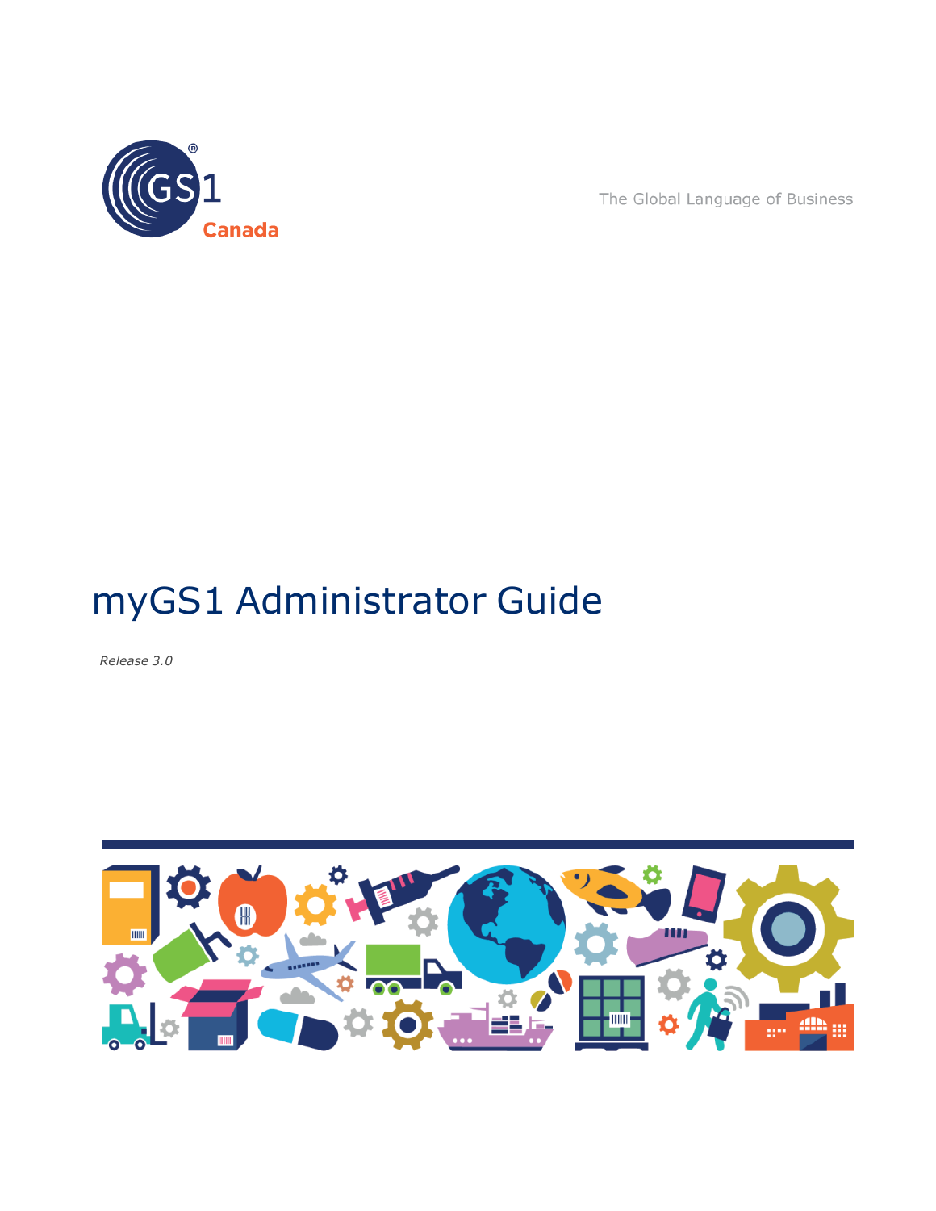GS1 Canada

The Global Language of Business

# myGS1 Administrator Guide

*Release 3.0*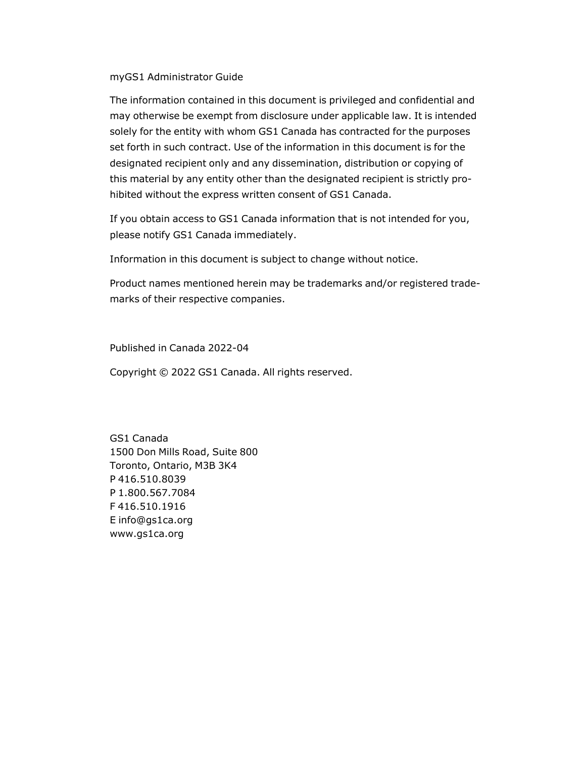myGS1 Administrator Guide

The information contained in this document is privileged and confidential and may otherwise be exempt from disclosure under applicable law. It is intended solely for the entity with whom GS1 Canada has contracted for the purposes set forth in such contract. Use of the information in this document is for the designated recipient only and any dissemination, distribution or copying of this material by any entity other than the designated recipient is strictly prohibited without the express written consent of GS1 Canada.

If you obtain access to GS1 Canada information that is not intended for you, please notify GS1 Canada immediately.

Information in this document is subject to change without notice.

Product names mentioned herein may be trademarks and/or registered trademarks of their respective companies.

Published in Canada 2022-04

Copyright © 2022 GS1 Canada. All rights reserved.

GS1 Canada  
1500 Don Mills Road, Suite 800  
Toronto, Ontario, M3B 3K4  
P 416.510.8039  
P 1.800.567.7084  
F 416.510.1916  
E info@gs1ca.org  
www.gs1ca.org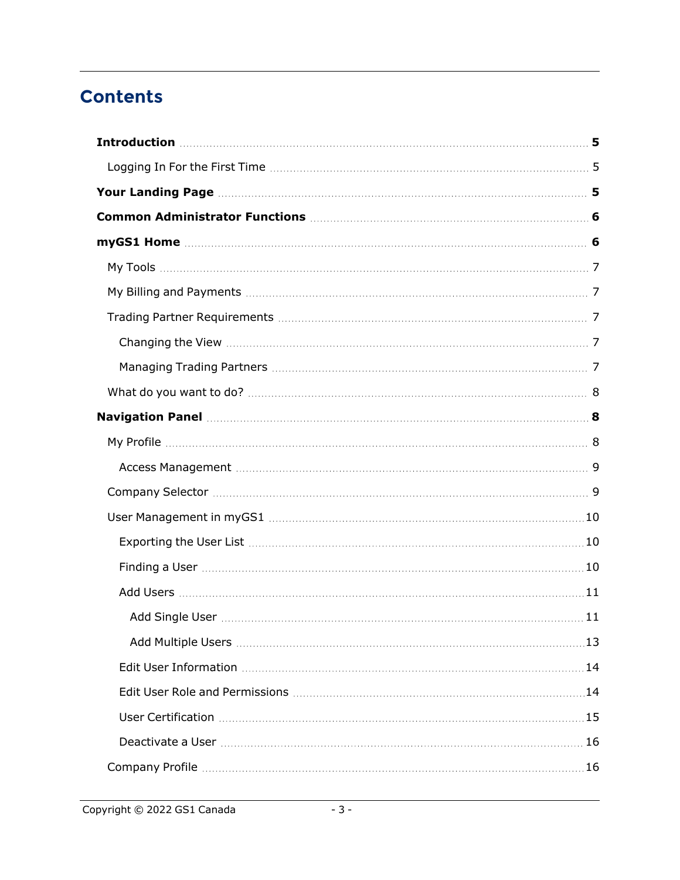# Contents

**Introduction** ..... **5**

- Logging In For the First Time ..... 5

**Your Landing Page** ..... **5**

**Common Administrator Functions** ..... **6**

**myGS1 Home** ..... **6**

- My Tools ..... 7
- My Billing and Payments ..... 7
- Trading Partner Requirements ..... 7
  - Changing the View ..... 7
  - Managing Trading Partners ..... 7
- What do you want to do? ..... 8

**Navigation Panel** ..... **8**

- My Profile ..... 8
  - Access Management ..... 9
- Company Selector ..... 9
- User Management in myGS1 ..... 10
  - Exporting the User List ..... 10
  - Finding a User ..... 10
  - Add Users ..... 11
    - Add Single User ..... 11
    - Add Multiple Users ..... 13
  - Edit User Information ..... 14
  - Edit User Role and Permissions ..... 14
  - User Certification ..... 15
  - Deactivate a User ..... 16
- Company Profile ..... 16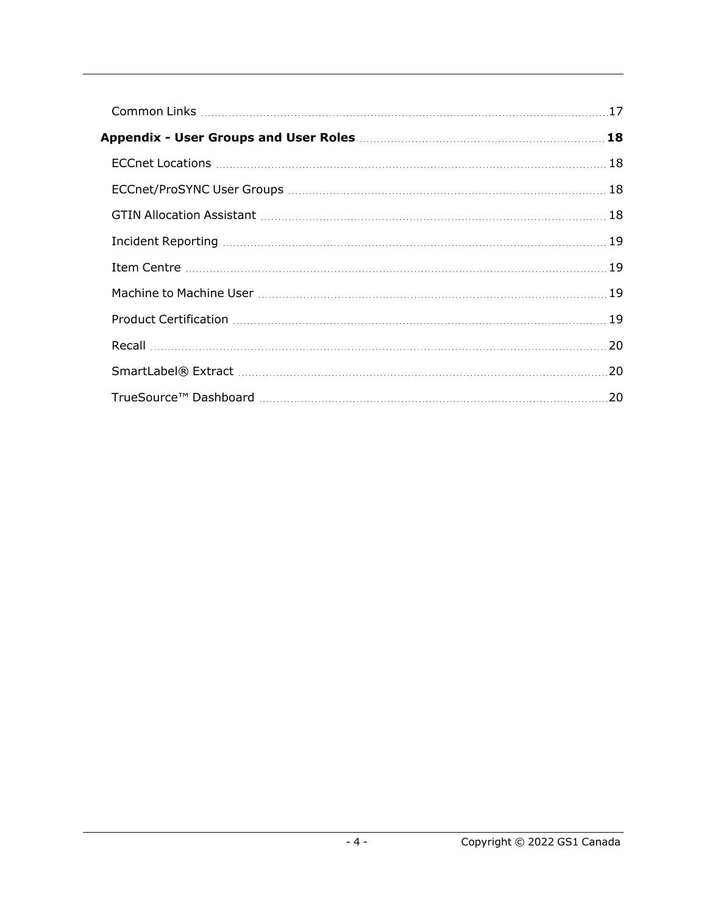Common Links ....................................................................................................................... 17

**Appendix - User Groups and User Roles ...................................................................... 18**

ECCnet Locations ................................................................................................................. 18

ECCnet/ProSYNC User Groups ........................................................................................... 18

GTIN Allocation Assistant .................................................................................................... 18

Incident Reporting ................................................................................................................ 19

Item Centre ........................................................................................................................... 19

Machine to Machine User .................................................................................................... 19

Product Certification ............................................................................................................ 19

Recall .................................................................................................................................... 20

SmartLabel® Extract ............................................................................................................ 20

TrueSource™ Dashboard ..................................................................................................... 20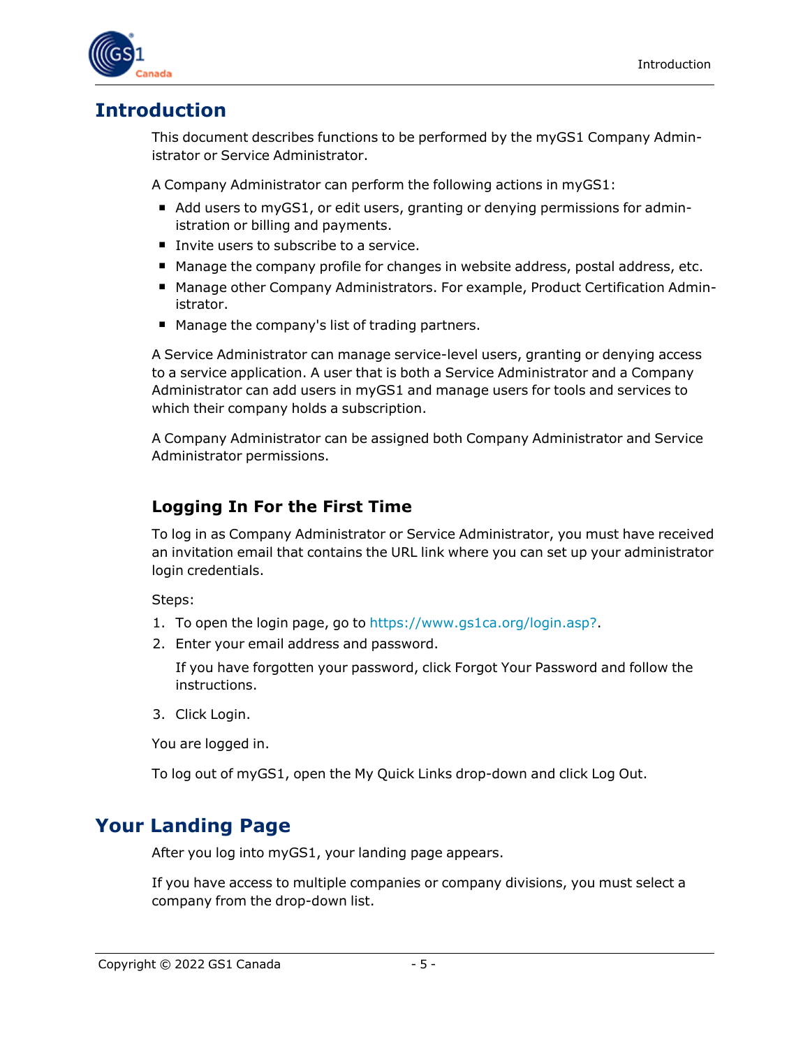# Introduction

This document describes functions to be performed by the myGS1 Company Administrator or Service Administrator.

A Company Administrator can perform the following actions in myGS1:

- Add users to myGS1, or edit users, granting or denying permissions for administration or billing and payments.
- Invite users to subscribe to a service.
- Manage the company profile for changes in website address, postal address, etc.
- Manage other Company Administrators. For example, Product Certification Administrator.
- Manage the company's list of trading partners.

A Service Administrator can manage service-level users, granting or denying access to a service application. A user that is both a Service Administrator and a Company Administrator can add users in myGS1 and manage users for tools and services to which their company holds a subscription.

A Company Administrator can be assigned both Company Administrator and Service Administrator permissions.

## Logging In For the First Time

To log in as Company Administrator or Service Administrator, you must have received an invitation email that contains the URL link where you can set up your administrator login credentials.

Steps:

1. To open the login page, go to https://www.gs1ca.org/login.asp?.
2. Enter your email address and password.

   If you have forgotten your password, click Forgot Your Password and follow the instructions.

3. Click Login.

You are logged in.

To log out of myGS1, open the My Quick Links drop-down and click Log Out.

# Your Landing Page

After you log into myGS1, your landing page appears.

If you have access to multiple companies or company divisions, you must select a company from the drop-down list.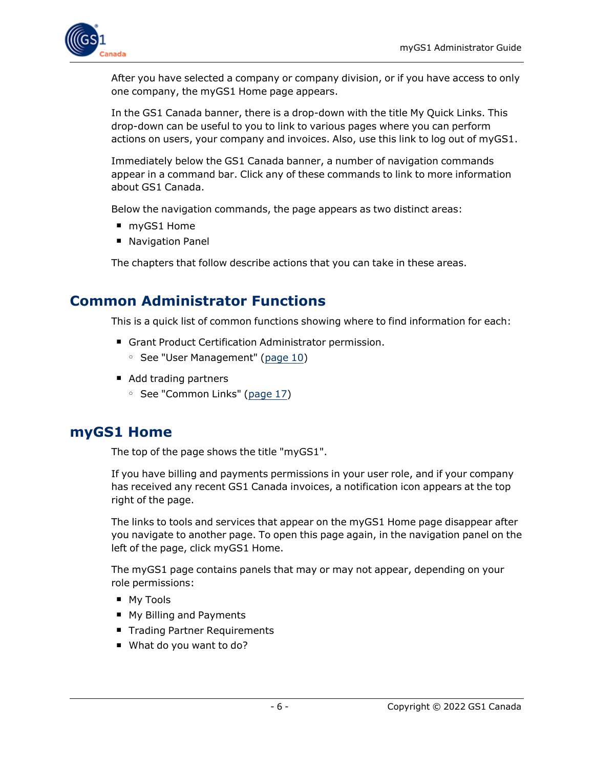After you have selected a company or company division, or if you have access to only one company, the myGS1 Home page appears.

In the GS1 Canada banner, there is a drop-down with the title My Quick Links. This drop-down can be useful to you to link to various pages where you can perform actions on users, your company and invoices. Also, use this link to log out of myGS1.

Immediately below the GS1 Canada banner, a number of navigation commands appear in a command bar. Click any of these commands to link to more information about GS1 Canada.

Below the navigation commands, the page appears as two distinct areas:

- myGS1 Home
- Navigation Panel

The chapters that follow describe actions that you can take in these areas.

## Common Administrator Functions

This is a quick list of common functions showing where to find information for each:

- Grant Product Certification Administrator permission.
  - See "User Management" (page 10)
- Add trading partners
  - See "Common Links" (page 17)

## myGS1 Home

The top of the page shows the title "myGS1".

If you have billing and payments permissions in your user role, and if your company has received any recent GS1 Canada invoices, a notification icon appears at the top right of the page.

The links to tools and services that appear on the myGS1 Home page disappear after you navigate to another page. To open this page again, in the navigation panel on the left of the page, click myGS1 Home.

The myGS1 page contains panels that may or may not appear, depending on your role permissions:

- My Tools
- My Billing and Payments
- Trading Partner Requirements
- What do you want to do?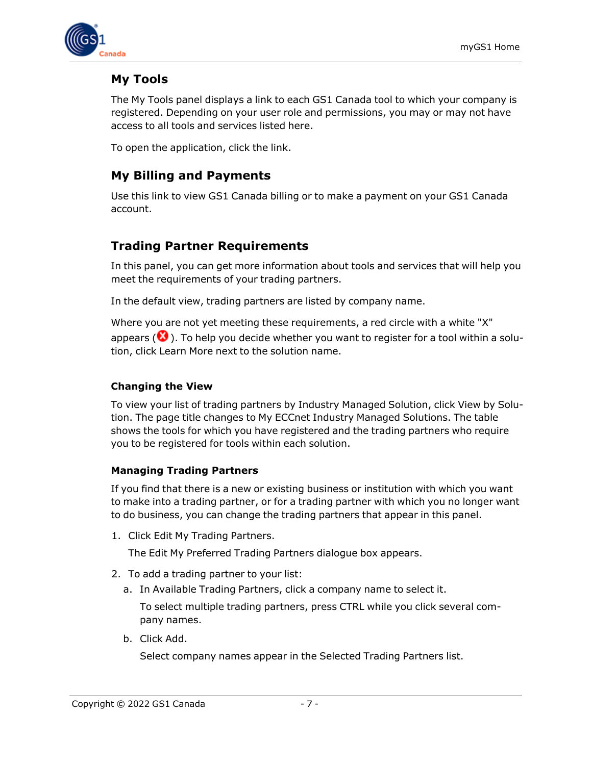## My Tools

The My Tools panel displays a link to each GS1 Canada tool to which your company is registered. Depending on your user role and permissions, you may or may not have access to all tools and services listed here.

To open the application, click the link.

## My Billing and Payments

Use this link to view GS1 Canada billing or to make a payment on your GS1 Canada account.

## Trading Partner Requirements

In this panel, you can get more information about tools and services that will help you meet the requirements of your trading partners.

In the default view, trading partners are listed by company name.

Where you are not yet meeting these requirements, a red circle with a white "X" appears ( ). To help you decide whether you want to register for a tool within a solution, click Learn More next to the solution name.

### Changing the View

To view your list of trading partners by Industry Managed Solution, click View by Solution. The page title changes to My ECCnet Industry Managed Solutions. The table shows the tools for which you have registered and the trading partners who require you to be registered for tools within each solution.

### Managing Trading Partners

If you find that there is a new or existing business or institution with which you want to make into a trading partner, or for a trading partner with which you no longer want to do business, you can change the trading partners that appear in this panel.

1. Click Edit My Trading Partners.

   The Edit My Preferred Trading Partners dialogue box appears.

2. To add a trading partner to your list:
   a. In Available Trading Partners, click a company name to select it.

      To select multiple trading partners, press CTRL while you click several company names.

   b. Click Add.

      Select company names appear in the Selected Trading Partners list.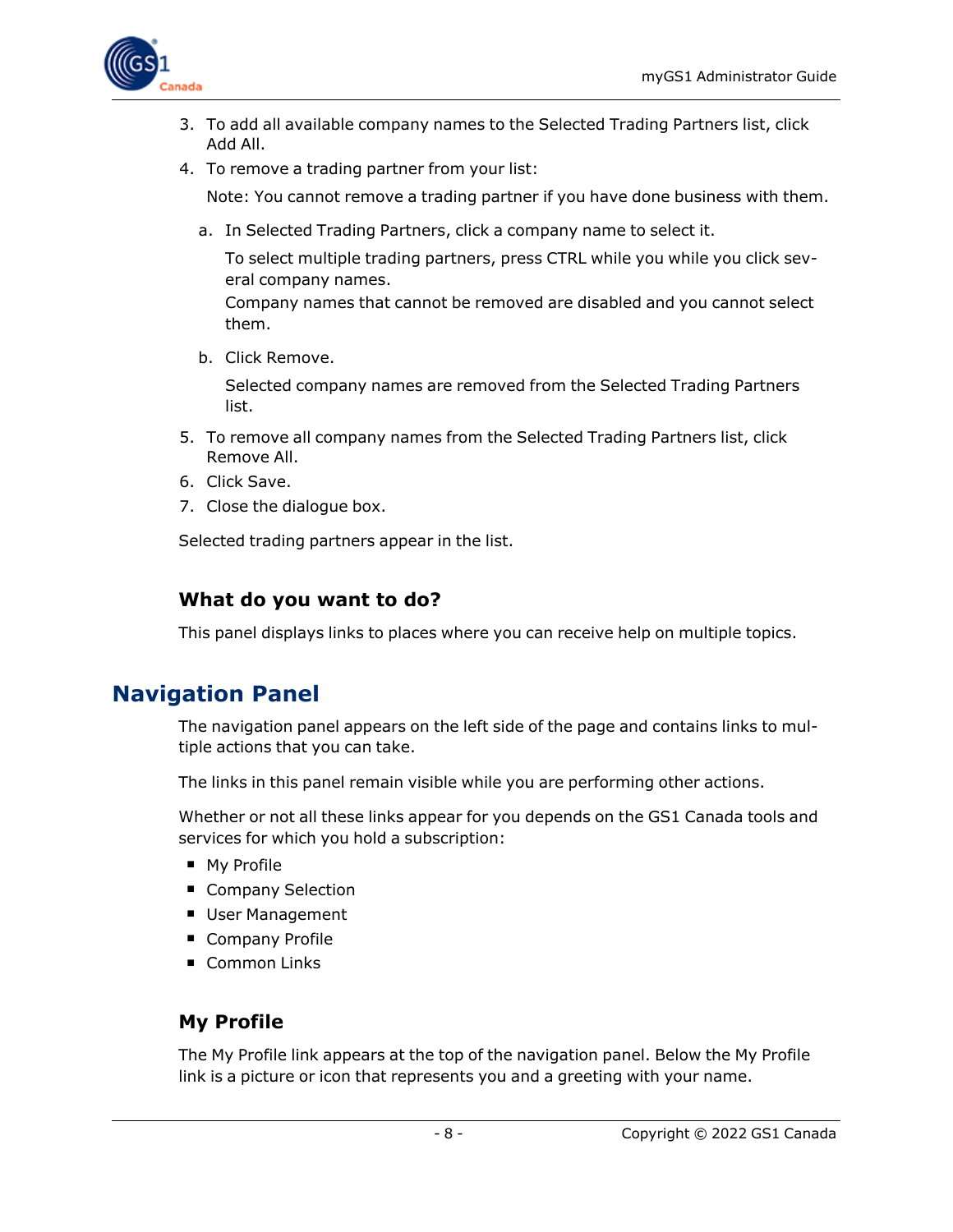3. To add all available company names to the Selected Trading Partners list, click Add All.
4. To remove a trading partner from your list:

   Note: You cannot remove a trading partner if you have done business with them.

   a. In Selected Trading Partners, click a company name to select it.

      To select multiple trading partners, press CTRL while you while you click several company names.
      Company names that cannot be removed are disabled and you cannot select them.

   b. Click Remove.

      Selected company names are removed from the Selected Trading Partners list.

5. To remove all company names from the Selected Trading Partners list, click Remove All.
6. Click Save.
7. Close the dialogue box.

Selected trading partners appear in the list.

### What do you want to do?

This panel displays links to places where you can receive help on multiple topics.

## Navigation Panel

The navigation panel appears on the left side of the page and contains links to multiple actions that you can take.

The links in this panel remain visible while you are performing other actions.

Whether or not all these links appear for you depends on the GS1 Canada tools and services for which you hold a subscription:

- My Profile
- Company Selection
- User Management
- Company Profile
- Common Links

### My Profile

The My Profile link appears at the top of the navigation panel. Below the My Profile link is a picture or icon that represents you and a greeting with your name.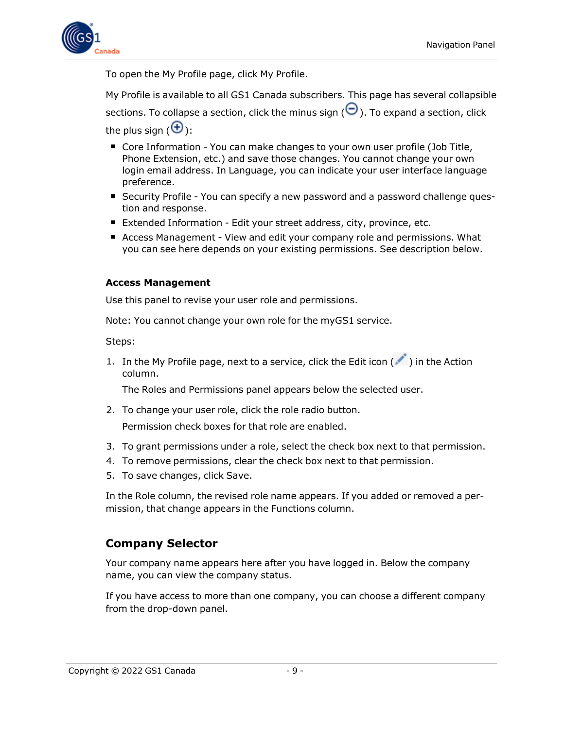To open the My Profile page, click My Profile.

My Profile is available to all GS1 Canada subscribers. This page has several collapsible sections. To collapse a section, click the minus sign (⊖). To expand a section, click the plus sign (⊕):

- Core Information - You can make changes to your own user profile (Job Title, Phone Extension, etc.) and save those changes. You cannot change your own login email address. In Language, you can indicate your user interface language preference.
- Security Profile - You can specify a new password and a password challenge question and response.
- Extended Information - Edit your street address, city, province, etc.
- Access Management - View and edit your company role and permissions. What you can see here depends on your existing permissions. See description below.

**Access Management**

Use this panel to revise your user role and permissions.

Note: You cannot change your own role for the myGS1 service.

Steps:

1. In the My Profile page, next to a service, click the Edit icon ( ) in the Action column.

   The Roles and Permissions panel appears below the selected user.

2. To change your user role, click the role radio button.

   Permission check boxes for that role are enabled.

3. To grant permissions under a role, select the check box next to that permission.
4. To remove permissions, clear the check box next to that permission.
5. To save changes, click Save.

In the Role column, the revised role name appears. If you added or removed a permission, that change appears in the Functions column.

## Company Selector

Your company name appears here after you have logged in. Below the company name, you can view the company status.

If you have access to more than one company, you can choose a different company from the drop-down panel.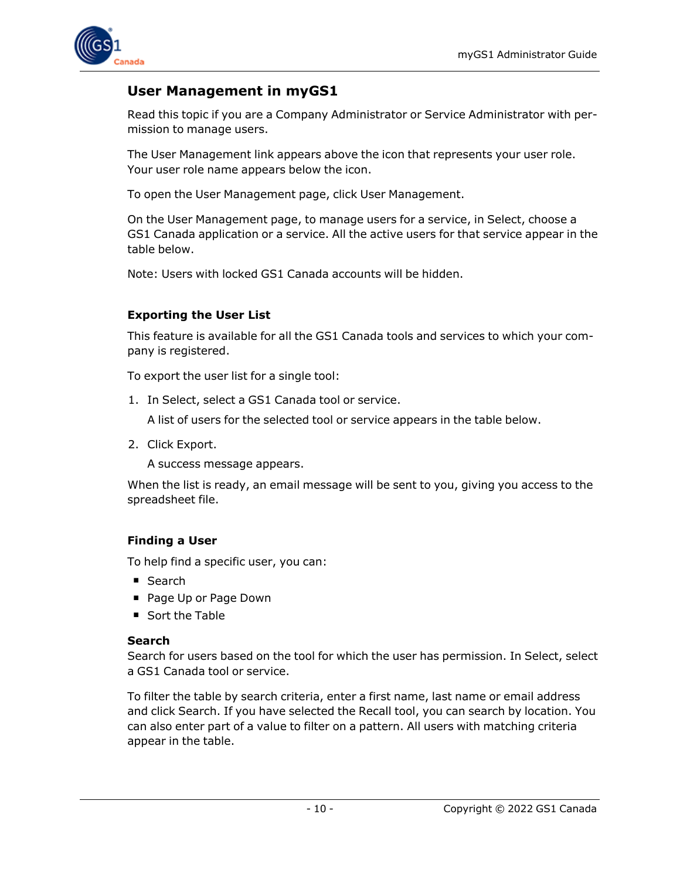## User Management in myGS1

Read this topic if you are a Company Administrator or Service Administrator with permission to manage users.

The User Management link appears above the icon that represents your user role. Your user role name appears below the icon.

To open the User Management page, click User Management.

On the User Management page, to manage users for a service, in Select, choose a GS1 Canada application or a service. All the active users for that service appear in the table below.

Note: Users with locked GS1 Canada accounts will be hidden.

### Exporting the User List

This feature is available for all the GS1 Canada tools and services to which your company is registered.

To export the user list for a single tool:

1. In Select, select a GS1 Canada tool or service.

   A list of users for the selected tool or service appears in the table below.

2. Click Export.

   A success message appears.

When the list is ready, an email message will be sent to you, giving you access to the spreadsheet file.

### Finding a User

To help find a specific user, you can:

- Search
- Page Up or Page Down
- Sort the Table

#### Search

Search for users based on the tool for which the user has permission. In Select, select a GS1 Canada tool or service.

To filter the table by search criteria, enter a first name, last name or email address and click Search. If you have selected the Recall tool, you can search by location. You can also enter part of a value to filter on a pattern. All users with matching criteria appear in the table.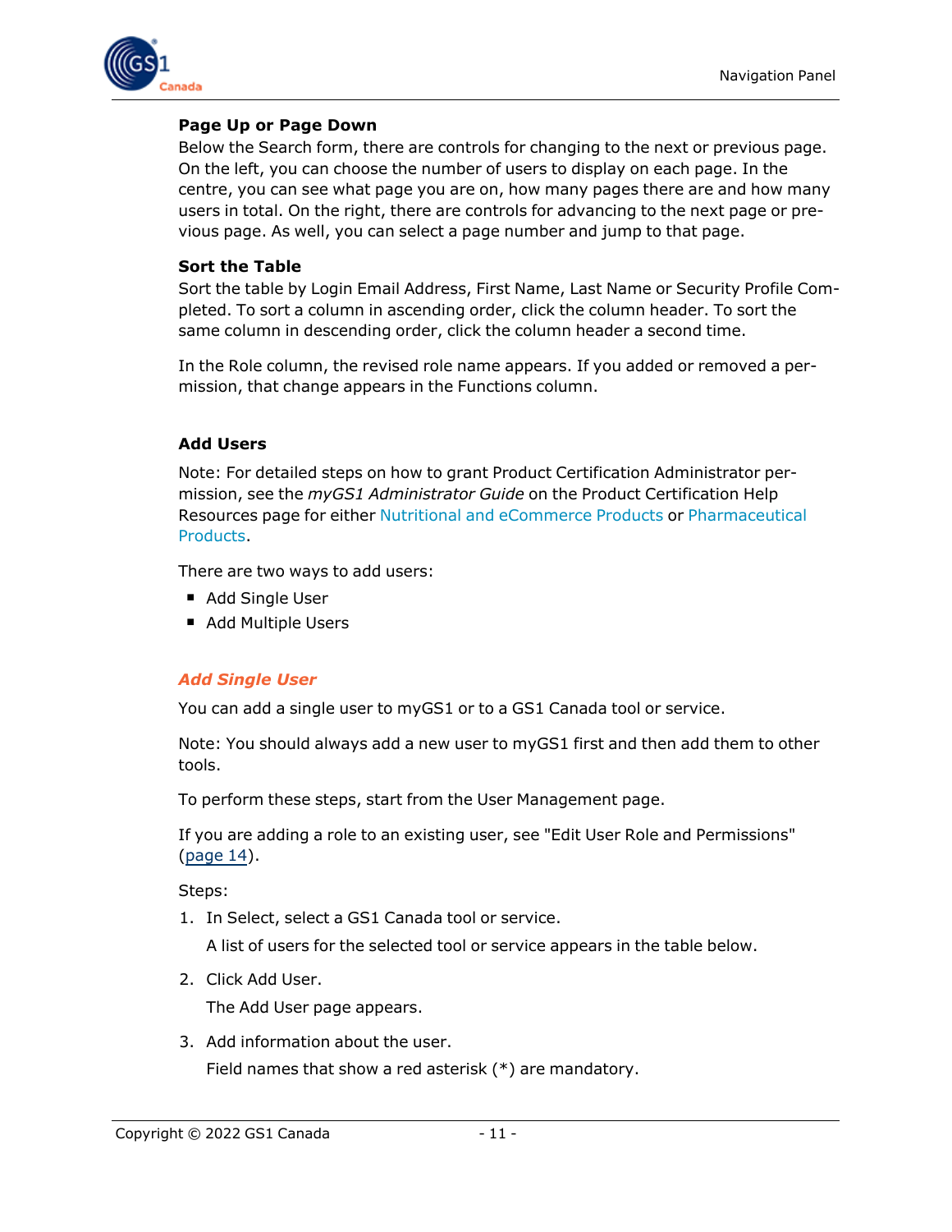### Page Up or Page Down

Below the Search form, there are controls for changing to the next or previous page. On the left, you can choose the number of users to display on each page. In the centre, you can see what page you are on, how many pages there are and how many users in total. On the right, there are controls for advancing to the next page or previous page. As well, you can select a page number and jump to that page.

### Sort the Table

Sort the table by Login Email Address, First Name, Last Name or Security Profile Completed. To sort a column in ascending order, click the column header. To sort the same column in descending order, click the column header a second time.

In the Role column, the revised role name appears. If you added or removed a permission, that change appears in the Functions column.

### Add Users

Note: For detailed steps on how to grant Product Certification Administrator permission, see the *myGS1 Administrator Guide* on the Product Certification Help Resources page for either Nutritional and eCommerce Products or Pharmaceutical Products.

There are two ways to add users:

- Add Single User
- Add Multiple Users

#### *Add Single User*

You can add a single user to myGS1 or to a GS1 Canada tool or service.

Note: You should always add a new user to myGS1 first and then add them to other tools.

To perform these steps, start from the User Management page.

If you are adding a role to an existing user, see "Edit User Role and Permissions" (page 14).

Steps:

1. In Select, select a GS1 Canada tool or service.

   A list of users for the selected tool or service appears in the table below.

2. Click Add User.

   The Add User page appears.

3. Add information about the user.

   Field names that show a red asterisk (*) are mandatory.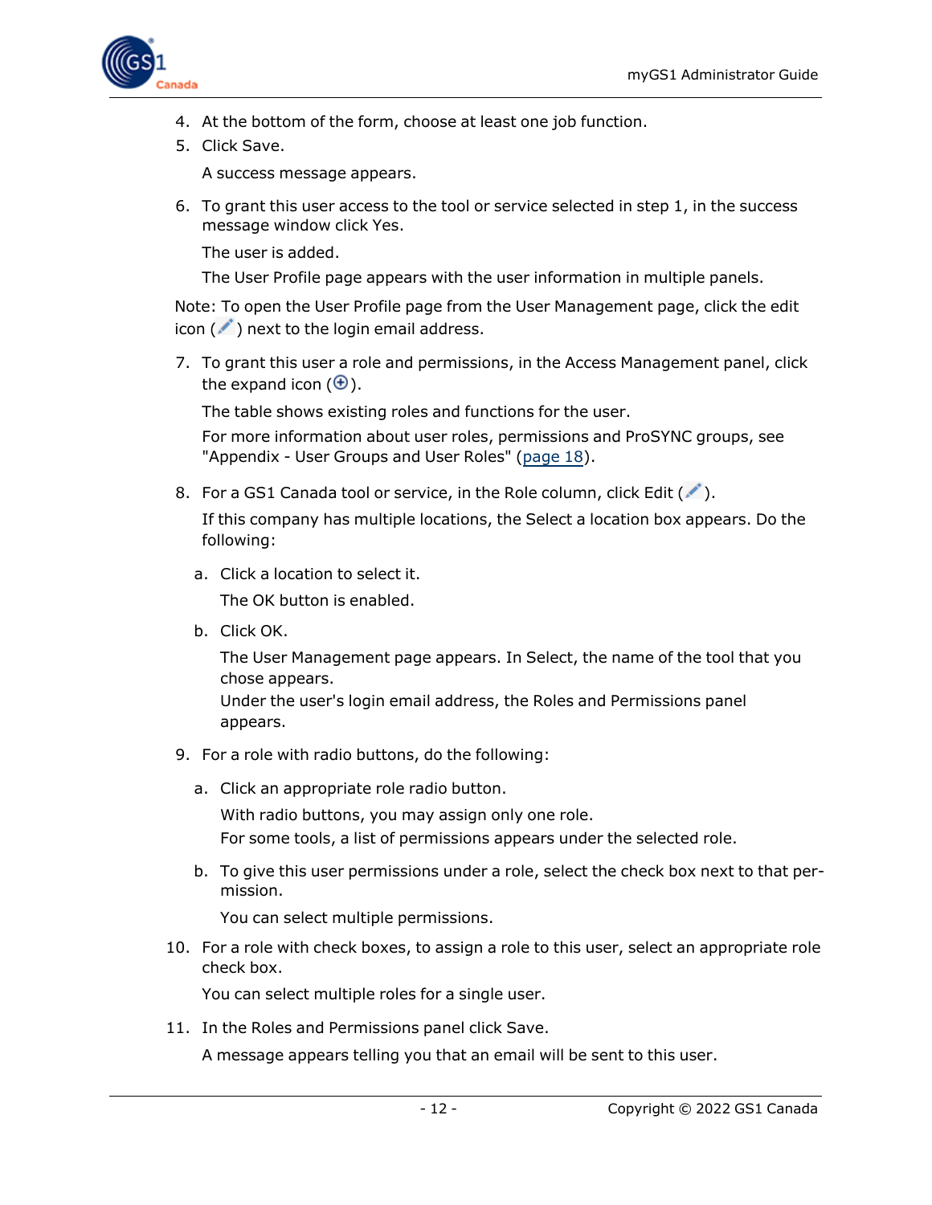4. At the bottom of the form, choose at least one job function.
5. Click Save.

   A success message appears.

6. To grant this user access to the tool or service selected in step 1, in the success message window click Yes.

   The user is added.

   The User Profile page appears with the user information in multiple panels.

Note: To open the User Profile page from the User Management page, click the edit icon ( ) next to the login email address.

7. To grant this user a role and permissions, in the Access Management panel, click the expand icon (⊕).

   The table shows existing roles and functions for the user.

   For more information about user roles, permissions and ProSYNC groups, see "Appendix - User Groups and User Roles" (page 18).

8. For a GS1 Canada tool or service, in the Role column, click Edit ( ).

   If this company has multiple locations, the Select a location box appears. Do the following:

   a. Click a location to select it.

      The OK button is enabled.

   b. Click OK.

      The User Management page appears. In Select, the name of the tool that you chose appears.
      Under the user's login email address, the Roles and Permissions panel appears.

9. For a role with radio buttons, do the following:

   a. Click an appropriate role radio button.

      With radio buttons, you may assign only one role.
      For some tools, a list of permissions appears under the selected role.

   b. To give this user permissions under a role, select the check box next to that permission.

      You can select multiple permissions.

10. For a role with check boxes, to assign a role to this user, select an appropriate role check box.

    You can select multiple roles for a single user.

11. In the Roles and Permissions panel click Save.

    A message appears telling you that an email will be sent to this user.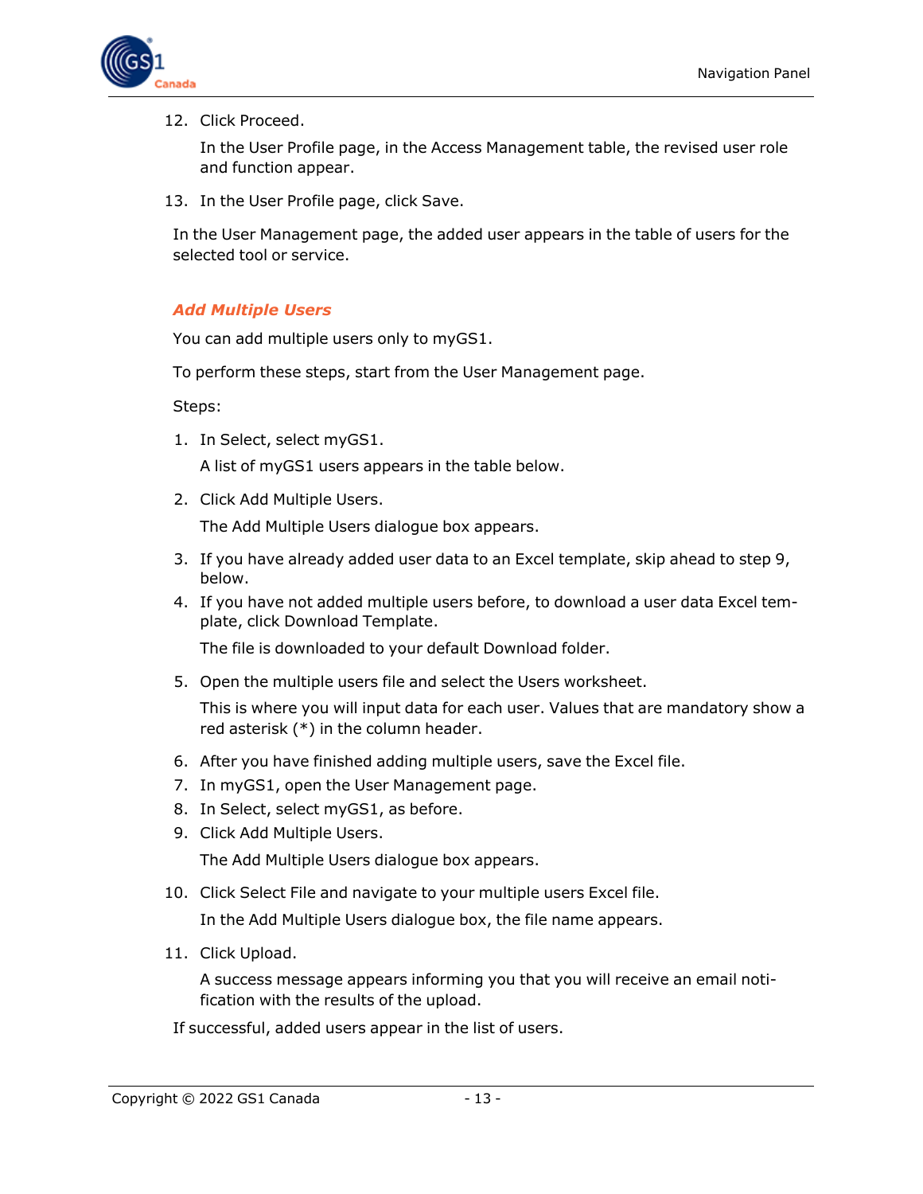12. Click Proceed.

    In the User Profile page, in the Access Management table, the revised user role and function appear.

13. In the User Profile page, click Save.

In the User Management page, the added user appears in the table of users for the selected tool or service.

### *Add Multiple Users*

You can add multiple users only to myGS1.

To perform these steps, start from the User Management page.

Steps:

1. In Select, select myGS1.

   A list of myGS1 users appears in the table below.

2. Click Add Multiple Users.

   The Add Multiple Users dialogue box appears.

3. If you have already added user data to an Excel template, skip ahead to step 9, below.
4. If you have not added multiple users before, to download a user data Excel template, click Download Template.

   The file is downloaded to your default Download folder.

5. Open the multiple users file and select the Users worksheet.

   This is where you will input data for each user. Values that are mandatory show a red asterisk (*) in the column header.

6. After you have finished adding multiple users, save the Excel file.
7. In myGS1, open the User Management page.
8. In Select, select myGS1, as before.
9. Click Add Multiple Users.

   The Add Multiple Users dialogue box appears.

10. Click Select File and navigate to your multiple users Excel file.

    In the Add Multiple Users dialogue box, the file name appears.

11. Click Upload.

    A success message appears informing you that you will receive an email notification with the results of the upload.

If successful, added users appear in the list of users.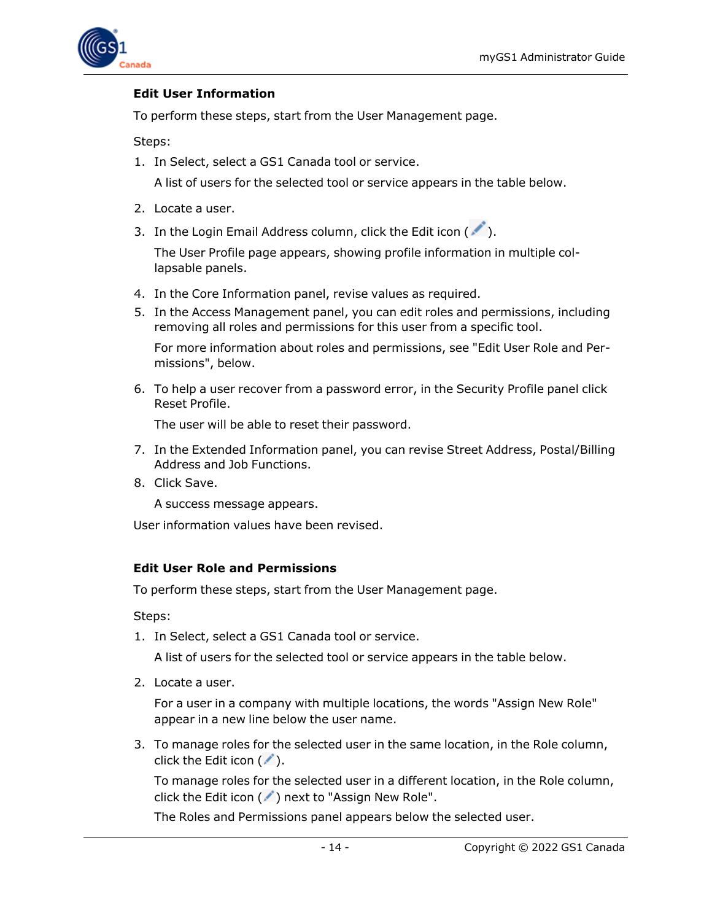### Edit User Information

To perform these steps, start from the User Management page.

Steps:

1. In Select, select a GS1 Canada tool or service.

   A list of users for the selected tool or service appears in the table below.

2. Locate a user.
3. In the Login Email Address column, click the Edit icon ( ).

   The User Profile page appears, showing profile information in multiple collapsable panels.

4. In the Core Information panel, revise values as required.
5. In the Access Management panel, you can edit roles and permissions, including removing all roles and permissions for this user from a specific tool.

   For more information about roles and permissions, see "Edit User Role and Permissions", below.

6. To help a user recover from a password error, in the Security Profile panel click Reset Profile.

   The user will be able to reset their password.

7. In the Extended Information panel, you can revise Street Address, Postal/Billing Address and Job Functions.
8. Click Save.

   A success message appears.

User information values have been revised.

### Edit User Role and Permissions

To perform these steps, start from the User Management page.

Steps:

1. In Select, select a GS1 Canada tool or service.

   A list of users for the selected tool or service appears in the table below.

2. Locate a user.

   For a user in a company with multiple locations, the words "Assign New Role" appear in a new line below the user name.

3. To manage roles for the selected user in the same location, in the Role column, click the Edit icon ( ).

   To manage roles for the selected user in a different location, in the Role column, click the Edit icon ( ) next to "Assign New Role".

   The Roles and Permissions panel appears below the selected user.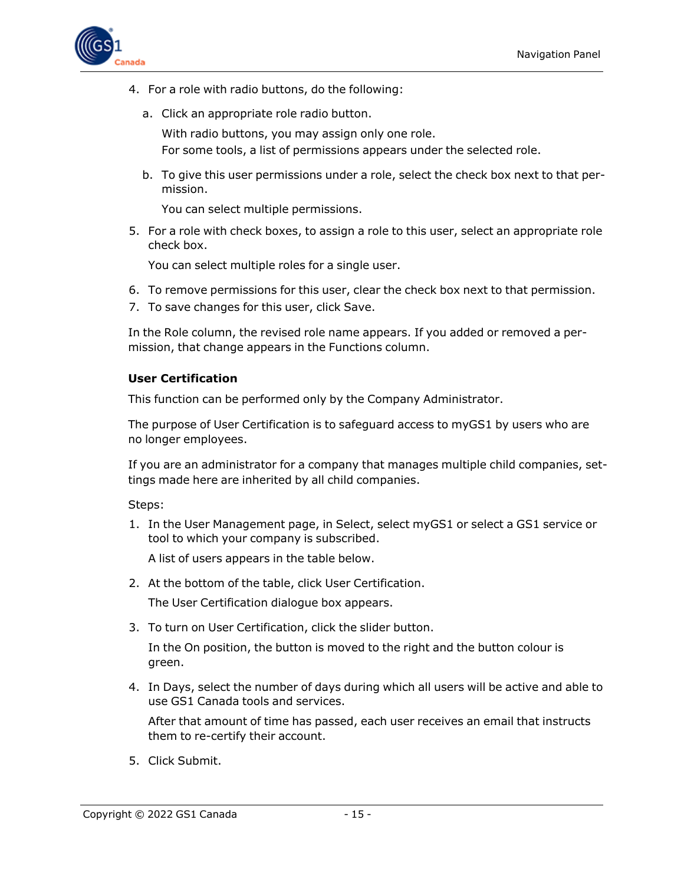4. For a role with radio buttons, do the following:
   a. Click an appropriate role radio button.

      With radio buttons, you may assign only one role.
      For some tools, a list of permissions appears under the selected role.

   b. To give this user permissions under a role, select the check box next to that permission.

      You can select multiple permissions.

5. For a role with check boxes, to assign a role to this user, select an appropriate role check box.

   You can select multiple roles for a single user.

6. To remove permissions for this user, clear the check box next to that permission.
7. To save changes for this user, click Save.

In the Role column, the revised role name appears. If you added or removed a permission, that change appears in the Functions column.

**User Certification**

This function can be performed only by the Company Administrator.

The purpose of User Certification is to safeguard access to myGS1 by users who are no longer employees.

If you are an administrator for a company that manages multiple child companies, settings made here are inherited by all child companies.

Steps:

1. In the User Management page, in Select, select myGS1 or select a GS1 service or tool to which your company is subscribed.

   A list of users appears in the table below.

2. At the bottom of the table, click User Certification.

   The User Certification dialogue box appears.

3. To turn on User Certification, click the slider button.

   In the On position, the button is moved to the right and the button colour is green.

4. In Days, select the number of days during which all users will be active and able to use GS1 Canada tools and services.

   After that amount of time has passed, each user receives an email that instructs them to re-certify their account.

5. Click Submit.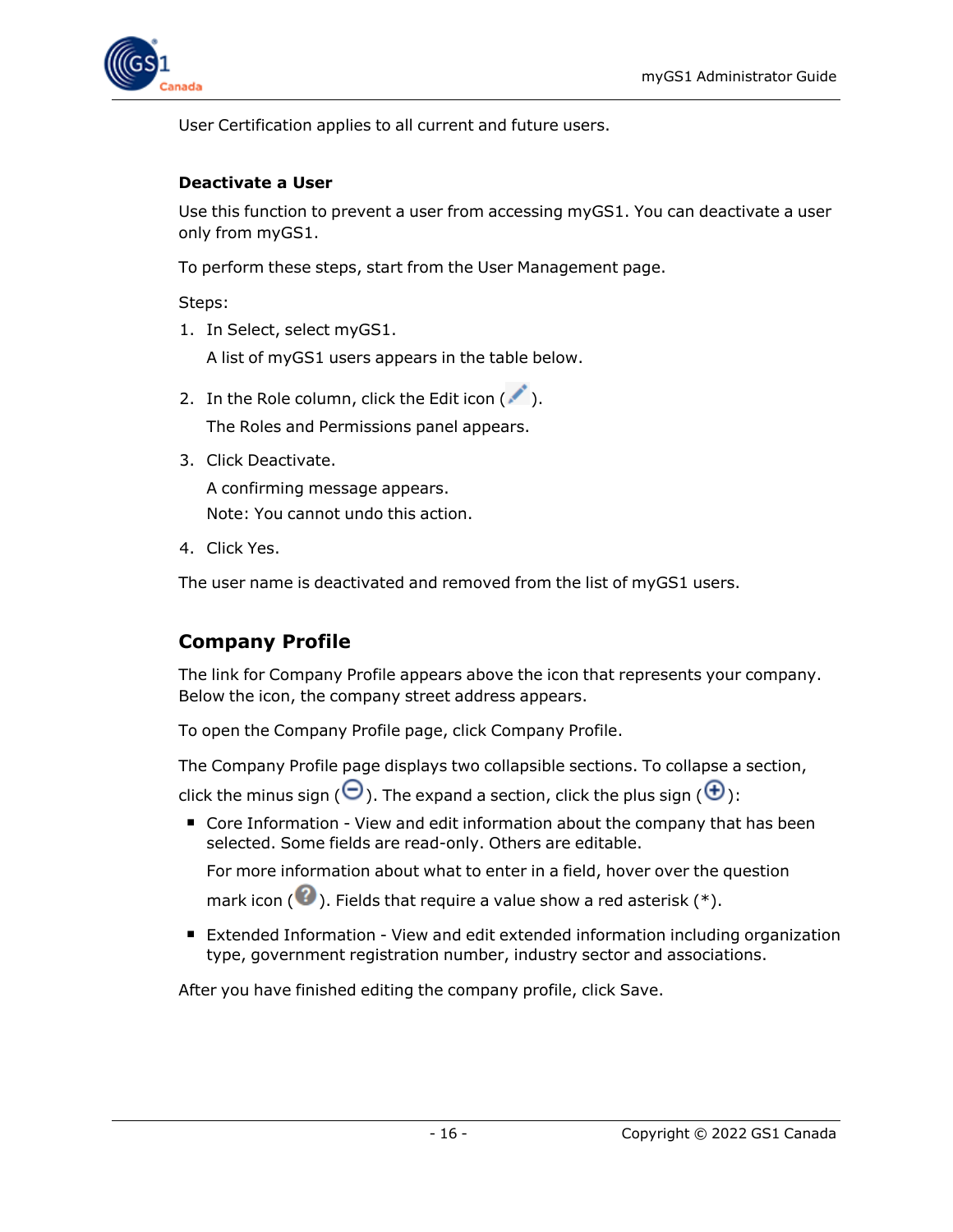User Certification applies to all current and future users.

### Deactivate a User

Use this function to prevent a user from accessing myGS1. You can deactivate a user only from myGS1.

To perform these steps, start from the User Management page.

Steps:

1. In Select, select myGS1.

   A list of myGS1 users appears in the table below.

2. In the Role column, click the Edit icon ( ).

   The Roles and Permissions panel appears.

3. Click Deactivate.

   A confirming message appears.

   Note: You cannot undo this action.

4. Click Yes.

The user name is deactivated and removed from the list of myGS1 users.

## Company Profile

The link for Company Profile appears above the icon that represents your company. Below the icon, the company street address appears.

To open the Company Profile page, click Company Profile.

The Company Profile page displays two collapsible sections. To collapse a section, click the minus sign ( ). The expand a section, click the plus sign ( ):

- Core Information - View and edit information about the company that has been selected. Some fields are read-only. Others are editable.

  For more information about what to enter in a field, hover over the question mark icon ( ). Fields that require a value show a red asterisk (*).

- Extended Information - View and edit extended information including organization type, government registration number, industry sector and associations.

After you have finished editing the company profile, click Save.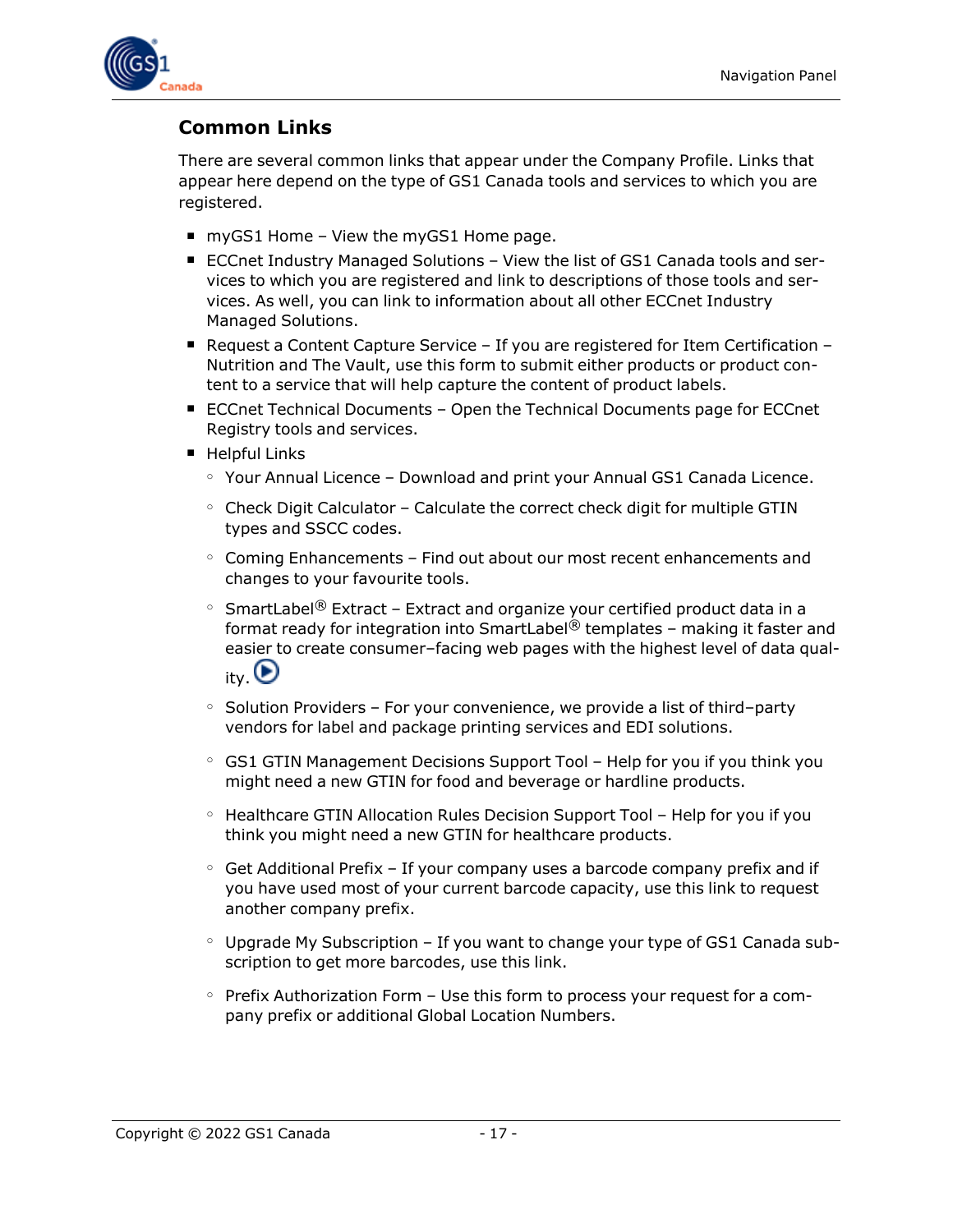## Common Links

There are several common links that appear under the Company Profile. Links that appear here depend on the type of GS1 Canada tools and services to which you are registered.

- myGS1 Home – View the myGS1 Home page.
- ECCnet Industry Managed Solutions – View the list of GS1 Canada tools and services to which you are registered and link to descriptions of those tools and services. As well, you can link to information about all other ECCnet Industry Managed Solutions.
- Request a Content Capture Service – If you are registered for Item Certification – Nutrition and The Vault, use this form to submit either products or product content to a service that will help capture the content of product labels.
- ECCnet Technical Documents – Open the Technical Documents page for ECCnet Registry tools and services.
- Helpful Links
  - Your Annual Licence – Download and print your Annual GS1 Canada Licence.
  - Check Digit Calculator – Calculate the correct check digit for multiple GTIN types and SSCC codes.
  - Coming Enhancements – Find out about our most recent enhancements and changes to your favourite tools.
  - SmartLabel® Extract – Extract and organize your certified product data in a format ready for integration into SmartLabel® templates – making it faster and easier to create consumer–facing web pages with the highest level of data quality.
  - Solution Providers – For your convenience, we provide a list of third–party vendors for label and package printing services and EDI solutions.
  - GS1 GTIN Management Decisions Support Tool – Help for you if you think you might need a new GTIN for food and beverage or hardline products.
  - Healthcare GTIN Allocation Rules Decision Support Tool – Help for you if you think you might need a new GTIN for healthcare products.
  - Get Additional Prefix – If your company uses a barcode company prefix and if you have used most of your current barcode capacity, use this link to request another company prefix.
  - Upgrade My Subscription – If you want to change your type of GS1 Canada subscription to get more barcodes, use this link.
  - Prefix Authorization Form – Use this form to process your request for a company prefix or additional Global Location Numbers.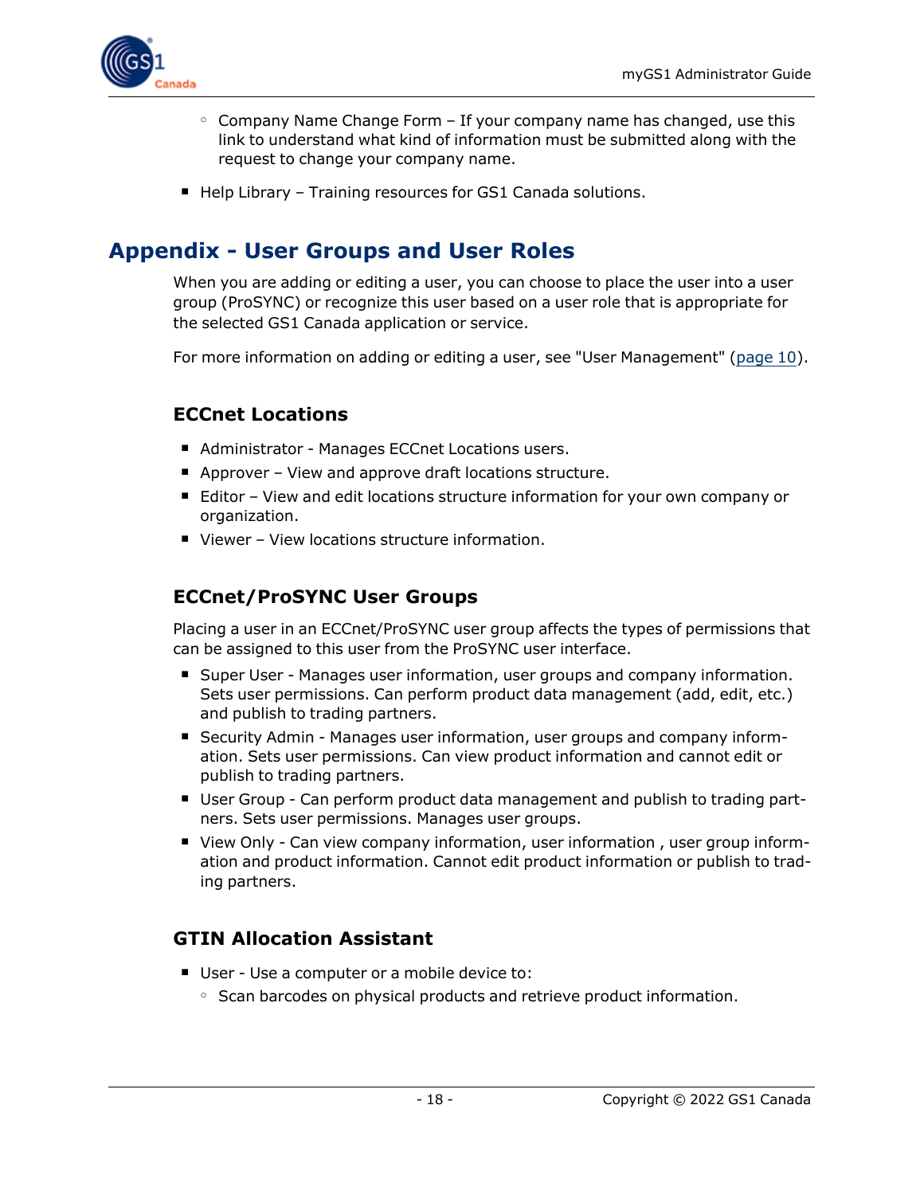- Company Name Change Form – If your company name has changed, use this link to understand what kind of information must be submitted along with the request to change your company name.

- Help Library – Training resources for GS1 Canada solutions.

# Appendix - User Groups and User Roles

When you are adding or editing a user, you can choose to place the user into a user group (ProSYNC) or recognize this user based on a user role that is appropriate for the selected GS1 Canada application or service.

For more information on adding or editing a user, see "User Management" (page 10).

## ECCnet Locations

- Administrator - Manages ECCnet Locations users.
- Approver – View and approve draft locations structure.
- Editor – View and edit locations structure information for your own company or organization.
- Viewer – View locations structure information.

## ECCnet/ProSYNC User Groups

Placing a user in an ECCnet/ProSYNC user group affects the types of permissions that can be assigned to this user from the ProSYNC user interface.

- Super User - Manages user information, user groups and company information. Sets user permissions. Can perform product data management (add, edit, etc.) and publish to trading partners.
- Security Admin - Manages user information, user groups and company information. Sets user permissions. Can view product information and cannot edit or publish to trading partners.
- User Group - Can perform product data management and publish to trading partners. Sets user permissions. Manages user groups.
- View Only - Can view company information, user information , user group information and product information. Cannot edit product information or publish to trading partners.

## GTIN Allocation Assistant

- User - Use a computer or a mobile device to:
  - Scan barcodes on physical products and retrieve product information.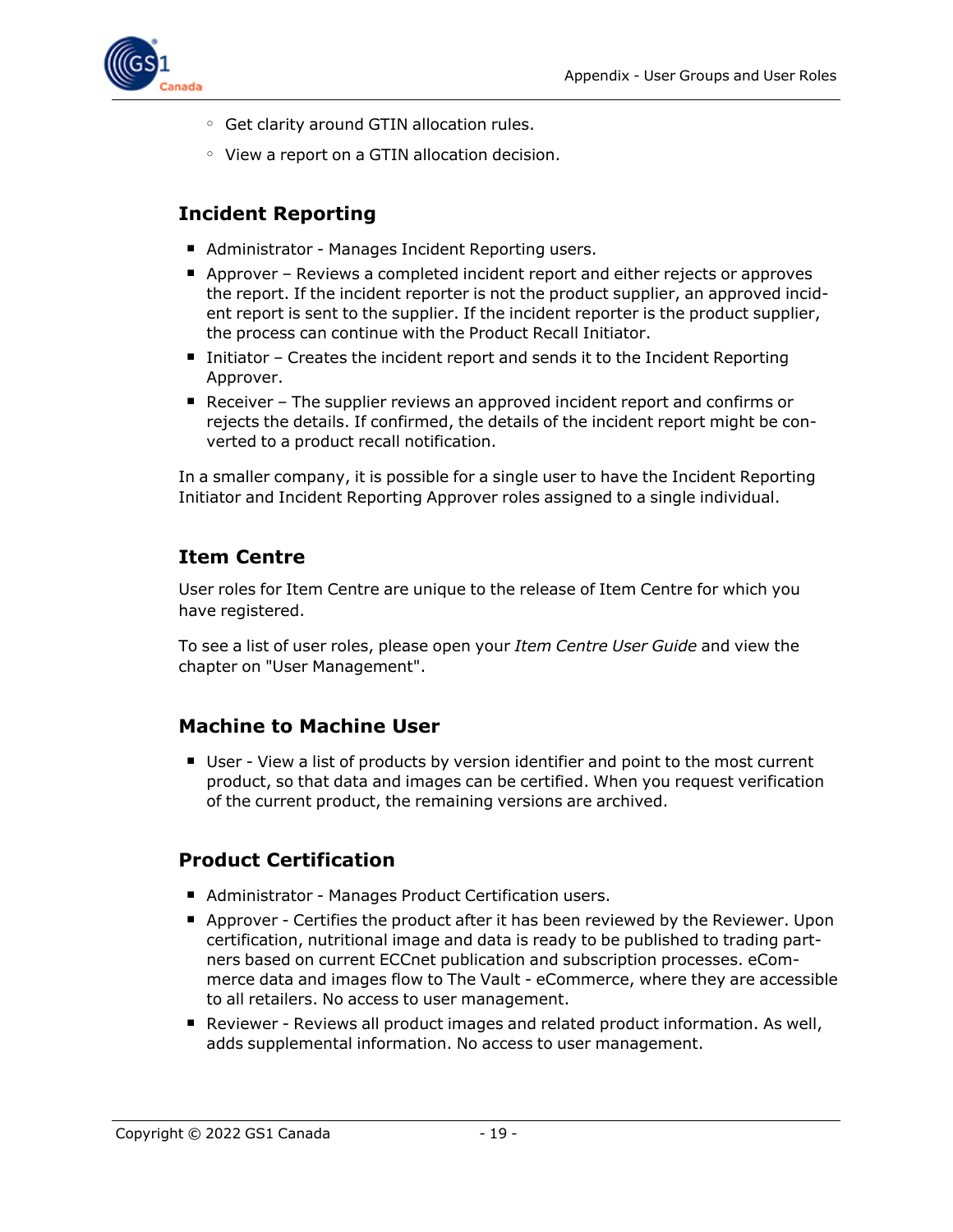- Get clarity around GTIN allocation rules.
  - View a report on a GTIN allocation decision.

## Incident Reporting

- Administrator - Manages Incident Reporting users.
- Approver – Reviews a completed incident report and either rejects or approves the report. If the incident reporter is not the product supplier, an approved incident report is sent to the supplier. If the incident reporter is the product supplier, the process can continue with the Product Recall Initiator.
- Initiator – Creates the incident report and sends it to the Incident Reporting Approver.
- Receiver – The supplier reviews an approved incident report and confirms or rejects the details. If confirmed, the details of the incident report might be converted to a product recall notification.

In a smaller company, it is possible for a single user to have the Incident Reporting Initiator and Incident Reporting Approver roles assigned to a single individual.

## Item Centre

User roles for Item Centre are unique to the release of Item Centre for which you have registered.

To see a list of user roles, please open your *Item Centre User Guide* and view the chapter on "User Management".

## Machine to Machine User

- User - View a list of products by version identifier and point to the most current product, so that data and images can be certified. When you request verification of the current product, the remaining versions are archived.

## Product Certification

- Administrator - Manages Product Certification users.
- Approver - Certifies the product after it has been reviewed by the Reviewer. Upon certification, nutritional image and data is ready to be published to trading partners based on current ECCnet publication and subscription processes. eCommerce data and images flow to The Vault - eCommerce, where they are accessible to all retailers. No access to user management.
- Reviewer - Reviews all product images and related product information. As well, adds supplemental information. No access to user management.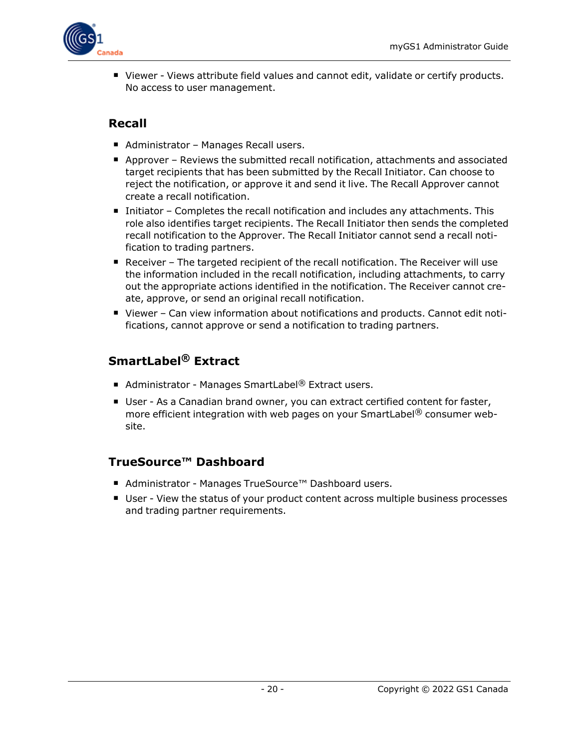- Viewer - Views attribute field values and cannot edit, validate or certify products. No access to user management.

## Recall

- Administrator – Manages Recall users.
- Approver – Reviews the submitted recall notification, attachments and associated target recipients that has been submitted by the Recall Initiator. Can choose to reject the notification, or approve it and send it live. The Recall Approver cannot create a recall notification.
- Initiator – Completes the recall notification and includes any attachments. This role also identifies target recipients. The Recall Initiator then sends the completed recall notification to the Approver. The Recall Initiator cannot send a recall notification to trading partners.
- Receiver – The targeted recipient of the recall notification. The Receiver will use the information included in the recall notification, including attachments, to carry out the appropriate actions identified in the notification. The Receiver cannot create, approve, or send an original recall notification.
- Viewer – Can view information about notifications and products. Cannot edit notifications, cannot approve or send a notification to trading partners.

## SmartLabel® Extract

- Administrator - Manages SmartLabel® Extract users.
- User - As a Canadian brand owner, you can extract certified content for faster, more efficient integration with web pages on your SmartLabel® consumer website.

## TrueSource™ Dashboard

- Administrator - Manages TrueSource™ Dashboard users.
- User - View the status of your product content across multiple business processes and trading partner requirements.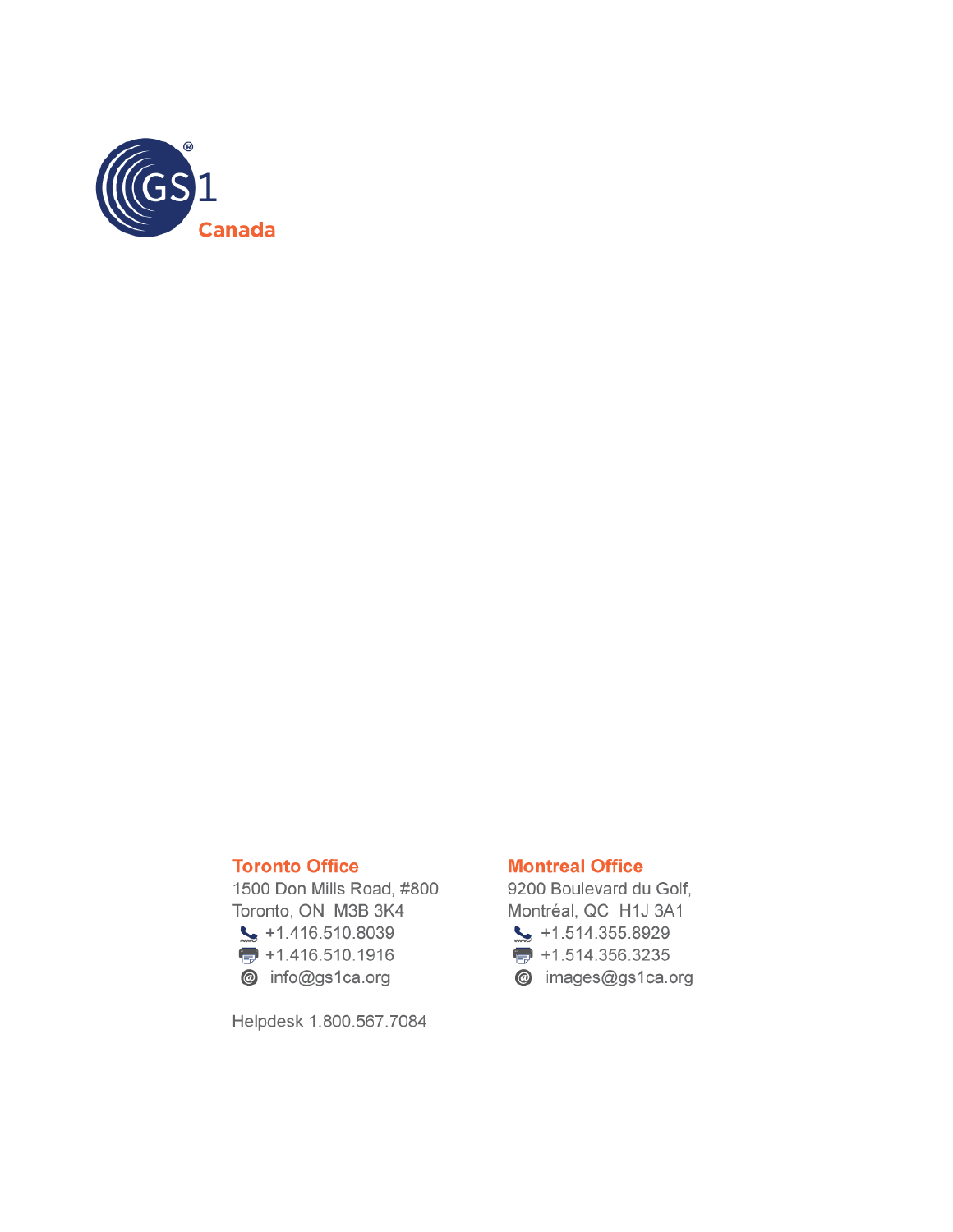GS1 Canada

**Toronto Office**
1500 Don Mills Road, #800
Toronto, ON  M3B 3K4
+1.416.510.8039
+1.416.510.1916
info@gs1ca.org

**Montreal Office**
9200 Boulevard du Golf,
Montréal, QC  H1J 3A1
+1.514.355.8929
+1.514.356.3235
images@gs1ca.org

Helpdesk 1.800.567.7084